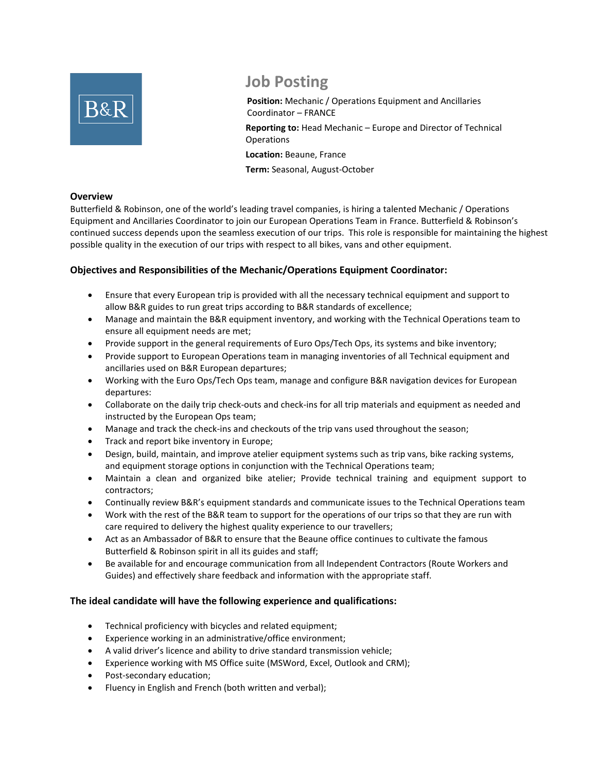B&R

# Job Posting

**Position:** Mechanic / Operations Equipment and Ancillaries Coordinator – FRANCE

**Reporting to:** Head Mechanic – Europe and Director of Technical Operations

**Location:** Beaune, France

**Term:** Seasonal, August-October

## Overview

Butterfield & Robinson, one of the world's leading travel companies, is hiring a talented Mechanic / Operations Equipment and Ancillaries Coordinator to join our European Operations Team in France. Butterfield & Robinson's continued success depends upon the seamless execution of our trips. This role is responsible for maintaining the highest possible quality in the execution of our trips with respect to all bikes, vans and other equipment.

## Objectives and Responsibilities of the Mechanic/Operations Equipment Coordinator:

- Ensure that every European trip is provided with all the necessary technical equipment and support to allow B&R guides to run great trips according to B&R standards of excellence;
- Manage and maintain the B&R equipment inventory, and working with the Technical Operations team to ensure all equipment needs are met;
- Provide support in the general requirements of Euro Ops/Tech Ops, its systems and bike inventory;
- Provide support to European Operations team in managing inventories of all Technical equipment and ancillaries used on B&R European departures;
- Working with the Euro Ops/Tech Ops team, manage and configure B&R navigation devices for European departures:
- Collaborate on the daily trip check-outs and check-ins for all trip materials and equipment as needed and instructed by the European Ops team;
- Manage and track the check-ins and checkouts of the trip vans used throughout the season;
- Track and report bike inventory in Europe;
- Design, build, maintain, and improve atelier equipment systems such as trip vans, bike racking systems, and equipment storage options in conjunction with the Technical Operations team;
- Maintain a clean and organized bike atelier; Provide technical training and equipment support to contractors;
- Continually review B&R's equipment standards and communicate issues to the Technical Operations team
- Work with the rest of the B&R team to support for the operations of our trips so that they are run with care required to delivery the highest quality experience to our travellers;
- Act as an Ambassador of B&R to ensure that the Beaune office continues to cultivate the famous Butterfield & Robinson spirit in all its guides and staff;
- Be available for and encourage communication from all Independent Contractors (Route Workers and Guides) and effectively share feedback and information with the appropriate staff.

## The ideal candidate will have the following experience and qualifications:

- Technical proficiency with bicycles and related equipment;
- Experience working in an administrative/office environment;
- A valid driver's licence and ability to drive standard transmission vehicle;
- Experience working with MS Office suite (MSWord, Excel, Outlook and CRM);
- Post-secondary education;
- Fluency in English and French (both written and verbal);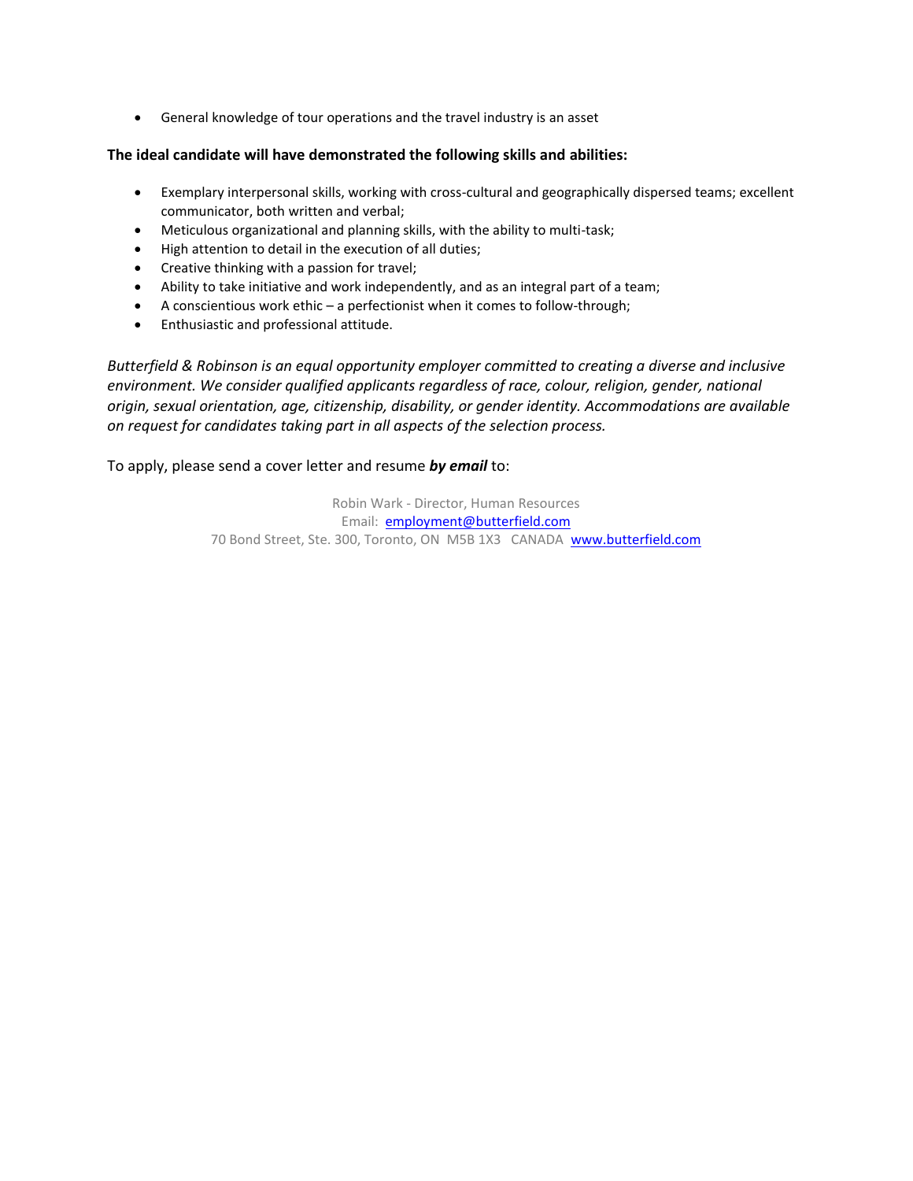- General knowledge of tour operations and the travel industry is an asset

**The ideal candidate will have demonstrated the following skills and abilities:**

- Exemplary interpersonal skills, working with cross-cultural and geographically dispersed teams; excellent communicator, both written and verbal;
- Meticulous organizational and planning skills, with the ability to multi-task;
- High attention to detail in the execution of all duties;
- Creative thinking with a passion for travel;
- Ability to take initiative and work independently, and as an integral part of a team;
- A conscientious work ethic – a perfectionist when it comes to follow-through;
- Enthusiastic and professional attitude.

*Butterfield & Robinson is an equal opportunity employer committed to creating a diverse and inclusive environment. We consider qualified applicants regardless of race, colour, religion, gender, national origin, sexual orientation, age, citizenship, disability, or gender identity. Accommodations are available on request for candidates taking part in all aspects of the selection process.*

To apply, please send a cover letter and resume ***by email*** to:

Robin Wark - Director, Human Resources
Email: employment@butterfield.com
70 Bond Street, Ste. 300, Toronto, ON M5B 1X3 CANADA www.butterfield.com